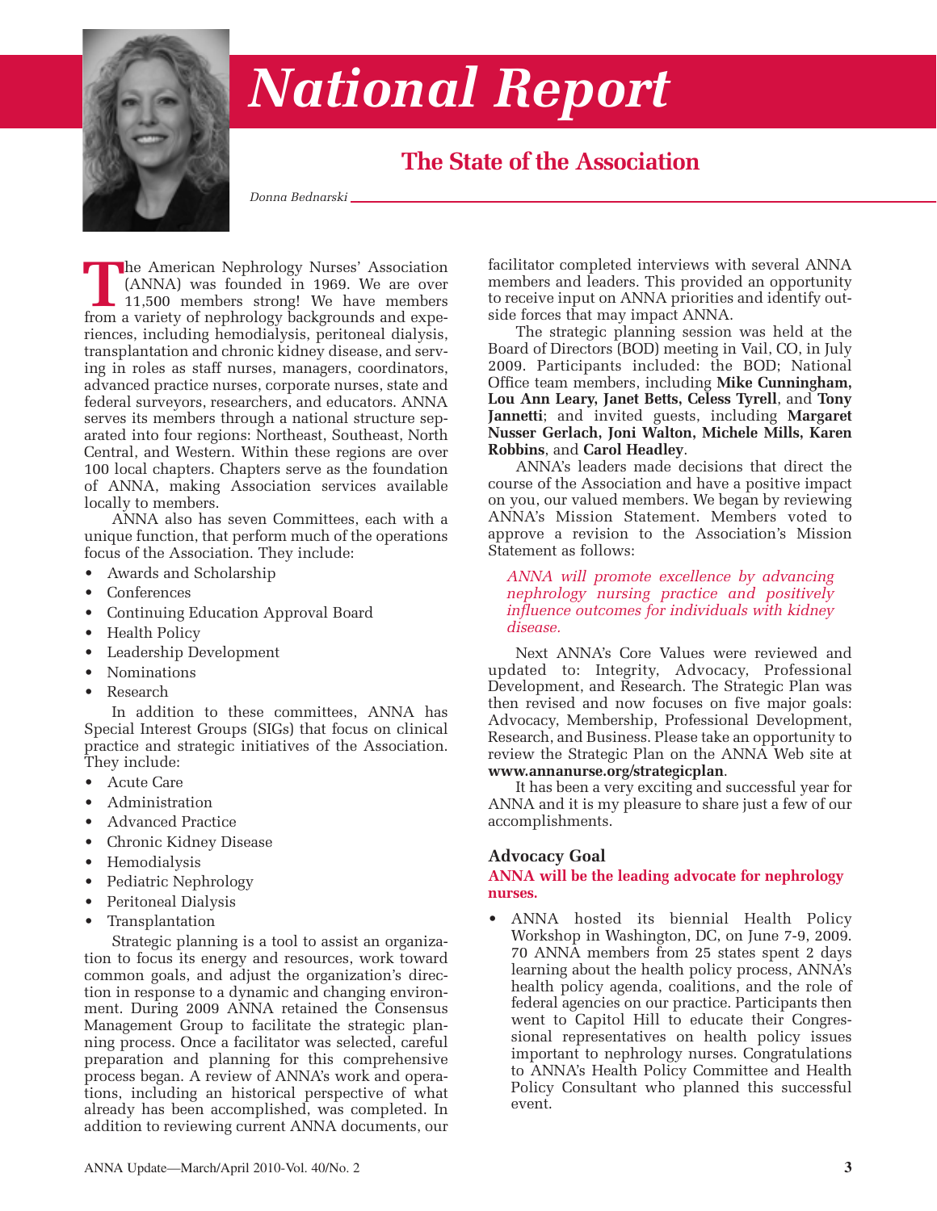# National Report

## The State of the Association

*Donna Bednarski*

The American Nephrology Nurses' Association (ANNA) was founded in 1969. We are over 11,500 members strong! We have members from a variety of nephrology backgrounds and experiences, including hemodialysis, peritoneal dialysis, transplantation and chronic kidney disease, and serving in roles as staff nurses, managers, coordinators, advanced practice nurses, corporate nurses, state and federal surveyors, researchers, and educators. ANNA serves its members through a national structure separated into four regions: Northeast, Southeast, North Central, and Western. Within these regions are over 100 local chapters. Chapters serve as the foundation of ANNA, making Association services available locally to members.

ANNA also has seven Committees, each with a unique function, that perform much of the operations focus of the Association. They include:

- Awards and Scholarship
- Conferences
- Continuing Education Approval Board
- Health Policy
- Leadership Development
- Nominations
- Research

In addition to these committees, ANNA has Special Interest Groups (SIGs) that focus on clinical practice and strategic initiatives of the Association. They include:

- Acute Care
- Administration
- Advanced Practice
- Chronic Kidney Disease
- Hemodialysis
- Pediatric Nephrology
- Peritoneal Dialysis
- Transplantation

Strategic planning is a tool to assist an organization to focus its energy and resources, work toward common goals, and adjust the organization's direction in response to a dynamic and changing environment. During 2009 ANNA retained the Consensus Management Group to facilitate the strategic planning process. Once a facilitator was selected, careful preparation and planning for this comprehensive process began. A review of ANNA's work and operations, including an historical perspective of what already has been accomplished, was completed. In addition to reviewing current ANNA documents, our facilitator completed interviews with several ANNA members and leaders. This provided an opportunity to receive input on ANNA priorities and identify outside forces that may impact ANNA.

The strategic planning session was held at the Board of Directors (BOD) meeting in Vail, CO, in July 2009. Participants included: the BOD; National Office team members, including **Mike Cunningham, Lou Ann Leary, Janet Betts, Celess Tyrell**, and **Tony Jannetti**; and invited guests, including **Margaret Nusser Gerlach, Joni Walton, Michele Mills, Karen Robbins**, and **Carol Headley**.

ANNA's leaders made decisions that direct the course of the Association and have a positive impact on you, our valued members. We began by reviewing ANNA's Mission Statement. Members voted to approve a revision to the Association's Mission Statement as follows:

> *ANNA will promote excellence by advancing nephrology nursing practice and positively influence outcomes for individuals with kidney disease.*

Next ANNA's Core Values were reviewed and updated to: Integrity, Advocacy, Professional Development, and Research. The Strategic Plan was then revised and now focuses on five major goals: Advocacy, Membership, Professional Development, Research, and Business. Please take an opportunity to review the Strategic Plan on the ANNA Web site at **www.annanurse.org/strategicplan**.

It has been a very exciting and successful year for ANNA and it is my pleasure to share just a few of our accomplishments.

### Advocacy Goal

**ANNA will be the leading advocate for nephrology nurses.**

- ANNA hosted its biennial Health Policy Workshop in Washington, DC, on June 7-9, 2009. 70 ANNA members from 25 states spent 2 days learning about the health policy process, ANNA's health policy agenda, coalitions, and the role of federal agencies on our practice. Participants then went to Capitol Hill to educate their Congressional representatives on health policy issues important to nephrology nurses. Congratulations to ANNA's Health Policy Committee and Health Policy Consultant who planned this successful event.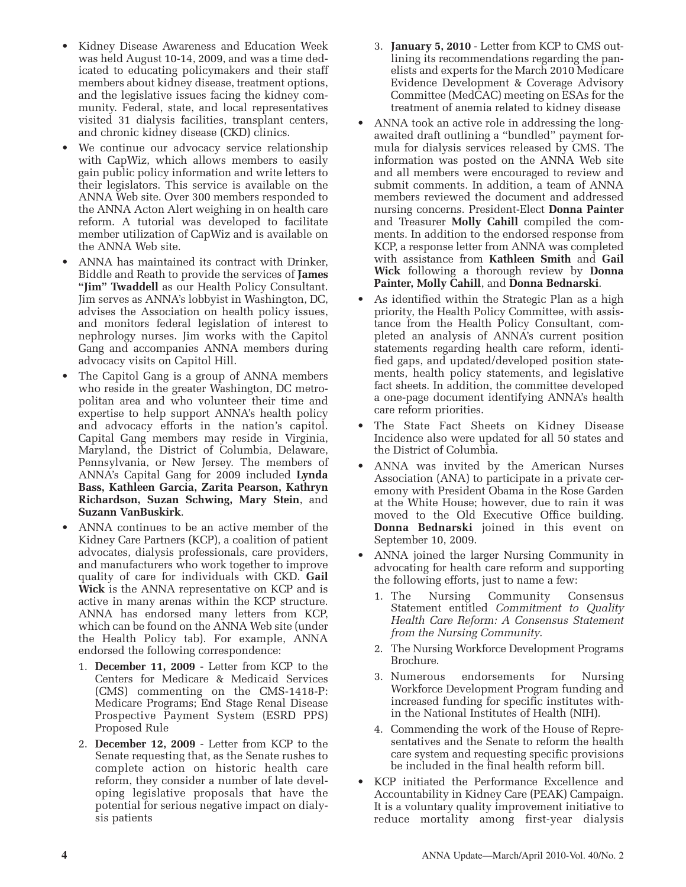- Kidney Disease Awareness and Education Week was held August 10-14, 2009, and was a time dedicated to educating policymakers and their staff members about kidney disease, treatment options, and the legislative issues facing the kidney community. Federal, state, and local representatives visited 31 dialysis facilities, transplant centers, and chronic kidney disease (CKD) clinics.
- We continue our advocacy service relationship with CapWiz, which allows members to easily gain public policy information and write letters to their legislators. This service is available on the ANNA Web site. Over 300 members responded to the ANNA Acton Alert weighing in on health care reform. A tutorial was developed to facilitate member utilization of CapWiz and is available on the ANNA Web site.
- ANNA has maintained its contract with Drinker, Biddle and Reath to provide the services of **James "Jim" Twaddell** as our Health Policy Consultant. Jim serves as ANNA's lobbyist in Washington, DC, advises the Association on health policy issues, and monitors federal legislation of interest to nephrology nurses. Jim works with the Capitol Gang and accompanies ANNA members during advocacy visits on Capitol Hill.
- The Capitol Gang is a group of ANNA members who reside in the greater Washington, DC metropolitan area and who volunteer their time and expertise to help support ANNA's health policy and advocacy efforts in the nation's capitol. Capital Gang members may reside in Virginia, Maryland, the District of Columbia, Delaware, Pennsylvania, or New Jersey. The members of ANNA's Capital Gang for 2009 included **Lynda Bass, Kathleen Garcia, Zarita Pearson, Kathryn Richardson, Suzan Schwing, Mary Stein**, and **Suzann VanBuskirk**.
- ANNA continues to be an active member of the Kidney Care Partners (KCP), a coalition of patient advocates, dialysis professionals, care providers, and manufacturers who work together to improve quality of care for individuals with CKD. **Gail Wick** is the ANNA representative on KCP and is active in many arenas within the KCP structure. ANNA has endorsed many letters from KCP, which can be found on the ANNA Web site (under the Health Policy tab). For example, ANNA endorsed the following correspondence:
  1. **December 11, 2009** - Letter from KCP to the Centers for Medicare & Medicaid Services (CMS) commenting on the CMS-1418-P: Medicare Programs; End Stage Renal Disease Prospective Payment System (ESRD PPS) Proposed Rule
  2. **December 12, 2009** - Letter from KCP to the Senate requesting that, as the Senate rushes to complete action on historic health care reform, they consider a number of late developing legislative proposals that have the potential for serious negative impact on dialysis patients
  3. **January 5, 2010** - Letter from KCP to CMS outlining its recommendations regarding the panelists and experts for the March 2010 Medicare Evidence Development & Coverage Advisory Committee (MedCAC) meeting on ESAs for the treatment of anemia related to kidney disease
- ANNA took an active role in addressing the long-awaited draft outlining a "bundled" payment formula for dialysis services released by CMS. The information was posted on the ANNA Web site and all members were encouraged to review and submit comments. In addition, a team of ANNA members reviewed the document and addressed nursing concerns. President-Elect **Donna Painter** and Treasurer **Molly Cahill** compiled the comments. In addition to the endorsed response from KCP, a response letter from ANNA was completed with assistance from **Kathleen Smith** and **Gail Wick** following a thorough review by **Donna Painter, Molly Cahill**, and **Donna Bednarski**.
- As identified within the Strategic Plan as a high priority, the Health Policy Committee, with assistance from the Health Policy Consultant, completed an analysis of ANNA's current position statements regarding health care reform, identified gaps, and updated/developed position statements, health policy statements, and legislative fact sheets. In addition, the committee developed a one-page document identifying ANNA's health care reform priorities.
- The State Fact Sheets on Kidney Disease Incidence also were updated for all 50 states and the District of Columbia.
- ANNA was invited by the American Nurses Association (ANA) to participate in a private ceremony with President Obama in the Rose Garden at the White House; however, due to rain it was moved to the Old Executive Office building. **Donna Bednarski** joined in this event on September 10, 2009.
- ANNA joined the larger Nursing Community in advocating for health care reform and supporting the following efforts, just to name a few:
  1. The Nursing Community Consensus Statement entitled *Commitment to Quality Health Care Reform: A Consensus Statement from the Nursing Community*.
  2. The Nursing Workforce Development Programs Brochure.
  3. Numerous endorsements for Nursing Workforce Development Program funding and increased funding for specific institutes within the National Institutes of Health (NIH).
  4. Commending the work of the House of Representatives and the Senate to reform the health care system and requesting specific provisions be included in the final health reform bill.
- KCP initiated the Performance Excellence and Accountability in Kidney Care (PEAK) Campaign. It is a voluntary quality improvement initiative to reduce mortality among first-year dialysis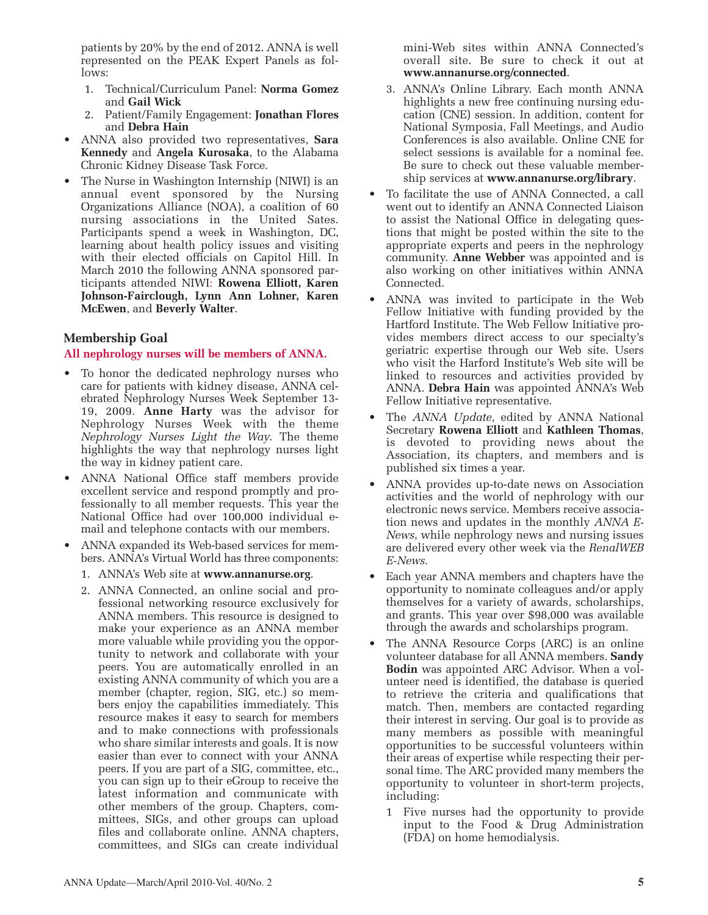patients by 20% by the end of 2012. ANNA is well represented on the PEAK Expert Panels as follows:

1. Technical/Curriculum Panel: **Norma Gomez** and **Gail Wick**
2. Patient/Family Engagement: **Jonathan Flores** and **Debra Hain**

- ANNA also provided two representatives, **Sara Kennedy** and **Angela Kurosaka**, to the Alabama Chronic Kidney Disease Task Force.
- The Nurse in Washington Internship (NIWI) is an annual event sponsored by the Nursing Organizations Alliance (NOA), a coalition of 60 nursing associations in the United Sates. Participants spend a week in Washington, DC, learning about health policy issues and visiting with their elected officials on Capitol Hill. In March 2010 the following ANNA sponsored participants attended NIWI: **Rowena Elliott, Karen Johnson-Fairclough, Lynn Ann Lohner, Karen McEwen**, and **Beverly Walter**.

## Membership Goal

**All nephrology nurses will be members of ANNA.**

- To honor the dedicated nephrology nurses who care for patients with kidney disease, ANNA celebrated Nephrology Nurses Week September 13-19, 2009. **Anne Harty** was the advisor for Nephrology Nurses Week with the theme *Nephrology Nurses Light the Way*. The theme highlights the way that nephrology nurses light the way in kidney patient care.
- ANNA National Office staff members provide excellent service and respond promptly and professionally to all member requests. This year the National Office had over 100,000 individual e-mail and telephone contacts with our members.
- ANNA expanded its Web-based services for members. ANNA's Virtual World has three components:
  1. ANNA's Web site at **www.annanurse.org**.
  2. ANNA Connected, an online social and professional networking resource exclusively for ANNA members. This resource is designed to make your experience as an ANNA member more valuable while providing you the opportunity to network and collaborate with your peers. You are automatically enrolled in an existing ANNA community of which you are a member (chapter, region, SIG, etc.) so members enjoy the capabilities immediately. This resource makes it easy to search for members and to make connections with professionals who share similar interests and goals. It is now easier than ever to connect with your ANNA peers. If you are part of a SIG, committee, etc., you can sign up to their eGroup to receive the latest information and communicate with other members of the group. Chapters, committees, SIGs, and other groups can upload files and collaborate online. ANNA chapters, committees, and SIGs can create individual mini-Web sites within ANNA Connected's overall site. Be sure to check it out at **www.annanurse.org/connected**.
  3. ANNA's Online Library. Each month ANNA highlights a new free continuing nursing education (CNE) session. In addition, content for National Symposia, Fall Meetings, and Audio Conferences is also available. Online CNE for select sessions is available for a nominal fee. Be sure to check out these valuable membership services at **www.annanurse.org/library**.
- To facilitate the use of ANNA Connected, a call went out to identify an ANNA Connected Liaison to assist the National Office in delegating questions that might be posted within the site to the appropriate experts and peers in the nephrology community. **Anne Webber** was appointed and is also working on other initiatives within ANNA Connected.
- ANNA was invited to participate in the Web Fellow Initiative with funding provided by the Hartford Institute. The Web Fellow Initiative provides members direct access to our specialty's geriatric expertise through our Web site. Users who visit the Harford Institute's Web site will be linked to resources and activities provided by ANNA. **Debra Hain** was appointed ANNA's Web Fellow Initiative representative.
- The *ANNA Update*, edited by ANNA National Secretary **Rowena Elliott** and **Kathleen Thomas**, is devoted to providing news about the Association, its chapters, and members and is published six times a year.
- ANNA provides up-to-date news on Association activities and the world of nephrology with our electronic news service. Members receive association news and updates in the monthly *ANNA E-News*, while nephrology news and nursing issues are delivered every other week via the *RenalWEB E-News*.
- Each year ANNA members and chapters have the opportunity to nominate colleagues and/or apply themselves for a variety of awards, scholarships, and grants. This year over $98,000 was available through the awards and scholarships program.
- The ANNA Resource Corps (ARC) is an online volunteer database for all ANNA members. **Sandy Bodin** was appointed ARC Advisor. When a volunteer need is identified, the database is queried to retrieve the criteria and qualifications that match. Then, members are contacted regarding their interest in serving. Our goal is to provide as many members as possible with meaningful opportunities to be successful volunteers within their areas of expertise while respecting their personal time. The ARC provided many members the opportunity to volunteer in short-term projects, including:
  1. Five nurses had the opportunity to provide input to the Food & Drug Administration (FDA) on home hemodialysis.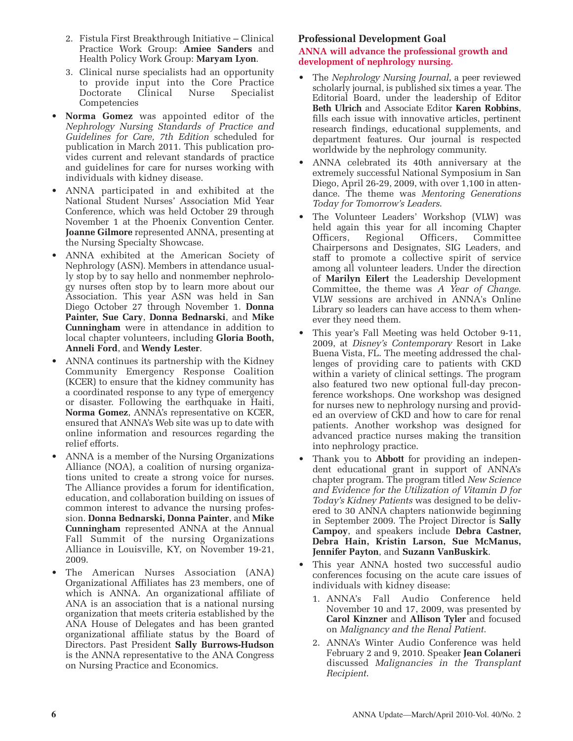2. Fistula First Breakthrough Initiative – Clinical Practice Work Group: **Amiee Sanders** and Health Policy Work Group: **Maryam Lyon**.
3. Clinical nurse specialists had an opportunity to provide input into the Core Practice Doctorate Clinical Nurse Specialist Competencies

- **Norma Gomez** was appointed editor of the *Nephrology Nursing Standards of Practice and Guidelines for Care, 7th Edition* scheduled for publication in March 2011. This publication provides current and relevant standards of practice and guidelines for care for nurses working with individuals with kidney disease.
- ANNA participated in and exhibited at the National Student Nurses' Association Mid Year Conference, which was held October 29 through November 1 at the Phoenix Convention Center. **Joanne Gilmore** represented ANNA, presenting at the Nursing Specialty Showcase.
- ANNA exhibited at the American Society of Nephrology (ASN). Members in attendance usually stop by to say hello and nonmember nephrology nurses often stop by to learn more about our Association. This year ASN was held in San Diego October 27 through November 1. **Donna Painter, Sue Cary**, **Donna Bednarski**, and **Mike Cunningham** were in attendance in addition to local chapter volunteers, including **Gloria Booth, Anneli Ford**, and **Wendy Lester**.
- ANNA continues its partnership with the Kidney Community Emergency Response Coalition (KCER) to ensure that the kidney community has a coordinated response to any type of emergency or disaster. Following the earthquake in Haiti, **Norma Gomez**, ANNA's representative on KCER, ensured that ANNA's Web site was up to date with online information and resources regarding the relief efforts.
- ANNA is a member of the Nursing Organizations Alliance (NOA), a coalition of nursing organizations united to create a strong voice for nurses. The Alliance provides a forum for identification, education, and collaboration building on issues of common interest to advance the nursing profession. **Donna Bednarski, Donna Painter**, and **Mike Cunningham** represented ANNA at the Annual Fall Summit of the nursing Organizations Alliance in Louisville, KY, on November 19-21, 2009.
- The American Nurses Association (ANA) Organizational Affiliates has 23 members, one of which is ANNA. An organizational affiliate of ANA is an association that is a national nursing organization that meets criteria established by the ANA House of Delegates and has been granted organizational affiliate status by the Board of Directors. Past President **Sally Burrows-Hudson** is the ANNA representative to the ANA Congress on Nursing Practice and Economics.

## Professional Development Goal

**ANNA will advance the professional growth and development of nephrology nursing.**

- The *Nephrology Nursing Journal*, a peer reviewed scholarly journal, is published six times a year. The Editorial Board, under the leadership of Editor **Beth Ulrich** and Associate Editor **Karen Robbins**, fills each issue with innovative articles, pertinent research findings, educational supplements, and department features. Our journal is respected worldwide by the nephrology community.
- ANNA celebrated its 40th anniversary at the extremely successful National Symposium in San Diego, April 26-29, 2009, with over 1,100 in attendance. The theme was *Mentoring Generations Today for Tomorrow's Leaders*.
- The Volunteer Leaders' Workshop (VLW) was held again this year for all incoming Chapter Officers, Regional Officers, Committee Chairpersons and Designates, SIG Leaders, and staff to promote a collective spirit of service among all volunteer leaders. Under the direction of **Marilyn Eilert** the Leadership Development Committee, the theme was *A Year of Change*. VLW sessions are archived in ANNA's Online Library so leaders can have access to them whenever they need them.
- This year's Fall Meeting was held October 9-11, 2009, at *Disney's Contemporary* Resort in Lake Buena Vista, FL. The meeting addressed the challenges of providing care to patients with CKD within a variety of clinical settings. The program also featured two new optional full-day preconference workshops. One workshop was designed for nurses new to nephrology nursing and provided an overview of CKD and how to care for renal patients. Another workshop was designed for advanced practice nurses making the transition into nephrology practice.
- Thank you to **Abbott** for providing an independent educational grant in support of ANNA's chapter program. The program titled *New Science and Evidence for the Utilization of Vitamin D for Today's Kidney Patients* was designed to be delivered to 30 ANNA chapters nationwide beginning in September 2009. The Project Director is **Sally Campoy**, and speakers include **Debra Castner, Debra Hain, Kristin Larson, Sue McManus, Jennifer Payton**, and **Suzann VanBuskirk**.
- This year ANNA hosted two successful audio conferences focusing on the acute care issues of individuals with kidney disease:
  1. ANNA's Fall Audio Conference held November 10 and 17, 2009, was presented by **Carol Kinzner** and **Allison Tyler** and focused on *Malignancy and the Renal Patient*.
  2. ANNA's Winter Audio Conference was held February 2 and 9, 2010. Speaker **Jean Colaneri** discussed *Malignancies in the Transplant Recipient*.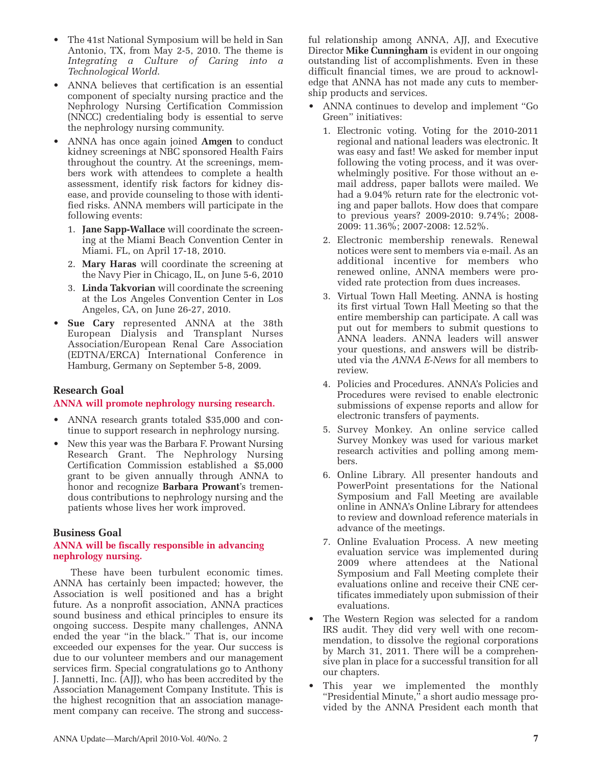- The 41st National Symposium will be held in San Antonio, TX, from May 2-5, 2010. The theme is *Integrating a Culture of Caring into a Technological World*.
- ANNA believes that certification is an essential component of specialty nursing practice and the Nephrology Nursing Certification Commission (NNCC) credentialing body is essential to serve the nephrology nursing community.
- ANNA has once again joined **Amgen** to conduct kidney screenings at NBC sponsored Health Fairs throughout the country. At the screenings, members work with attendees to complete a health assessment, identify risk factors for kidney disease, and provide counseling to those with identified risks. ANNA members will participate in the following events:
  1. **Jane Sapp-Wallace** will coordinate the screening at the Miami Beach Convention Center in Miami. FL, on April 17-18, 2010.
  2. **Mary Haras** will coordinate the screening at the Navy Pier in Chicago, IL, on June 5-6, 2010
  3. **Linda Takvorian** will coordinate the screening at the Los Angeles Convention Center in Los Angeles, CA, on June 26-27, 2010.
- **Sue Cary** represented ANNA at the 38th European Dialysis and Transplant Nurses Association/European Renal Care Association (EDTNA/ERCA) International Conference in Hamburg, Germany on September 5-8, 2009.

### Research Goal

**ANNA will promote nephrology nursing research.**

- ANNA research grants totaled $35,000 and continue to support research in nephrology nursing.
- New this year was the Barbara F. Prowant Nursing Research Grant. The Nephrology Nursing Certification Commission established a $5,000 grant to be given annually through ANNA to honor and recognize **Barbara Prowant**'s tremendous contributions to nephrology nursing and the patients whose lives her work improved.

### Business Goal

**ANNA will be fiscally responsible in advancing nephrology nursing.**

These have been turbulent economic times. ANNA has certainly been impacted; however, the Association is well positioned and has a bright future. As a nonprofit association, ANNA practices sound business and ethical principles to ensure its ongoing success. Despite many challenges, ANNA ended the year "in the black." That is, our income exceeded our expenses for the year. Our success is due to our volunteer members and our management services firm. Special congratulations go to Anthony J. Jannetti, Inc. (AJJ), who has been accredited by the Association Management Company Institute. This is the highest recognition that an association management company can receive. The strong and successful relationship among ANNA, AJJ, and Executive Director **Mike Cunningham** is evident in our ongoing outstanding list of accomplishments. Even in these difficult financial times, we are proud to acknowledge that ANNA has not made any cuts to membership products and services.

- ANNA continues to develop and implement "Go Green" initiatives:
  1. Electronic voting. Voting for the 2010-2011 regional and national leaders was electronic. It was easy and fast! We asked for member input following the voting process, and it was overwhelmingly positive. For those without an e-mail address, paper ballots were mailed. We had a 9.04% return rate for the electronic voting and paper ballots. How does that compare to previous years? 2009-2010: 9.74%; 2008-2009: 11.36%; 2007-2008: 12.52%.
  2. Electronic membership renewals. Renewal notices were sent to members via e-mail. As an additional incentive for members who renewed online, ANNA members were provided rate protection from dues increases.
  3. Virtual Town Hall Meeting. ANNA is hosting its first virtual Town Hall Meeting so that the entire membership can participate. A call was put out for members to submit questions to ANNA leaders. ANNA leaders will answer your questions, and answers will be distributed via the *ANNA E-News* for all members to review.
  4. Policies and Procedures. ANNA's Policies and Procedures were revised to enable electronic submissions of expense reports and allow for electronic transfers of payments.
  5. Survey Monkey. An online service called Survey Monkey was used for various market research activities and polling among members.
  6. Online Library. All presenter handouts and PowerPoint presentations for the National Symposium and Fall Meeting are available online in ANNA's Online Library for attendees to review and download reference materials in advance of the meetings.
  7. Online Evaluation Process. A new meeting evaluation service was implemented during 2009 where attendees at the National Symposium and Fall Meeting complete their evaluations online and receive their CNE certificates immediately upon submission of their evaluations.
- The Western Region was selected for a random IRS audit. They did very well with one recommendation, to dissolve the regional corporations by March 31, 2011. There will be a comprehensive plan in place for a successful transition for all our chapters.
- This year we implemented the monthly "Presidential Minute," a short audio message provided by the ANNA President each month that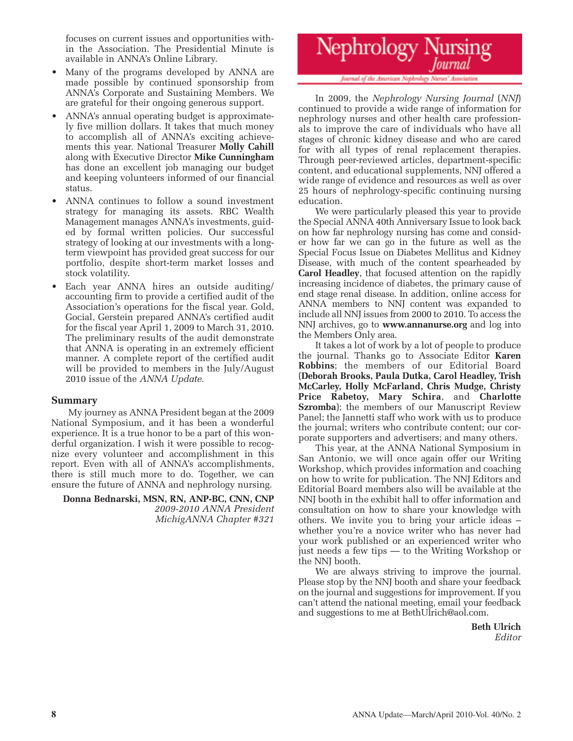focuses on current issues and opportunities within the Association. The Presidential Minute is available in ANNA's Online Library.

- Many of the programs developed by ANNA are made possible by continued sponsorship from ANNA's Corporate and Sustaining Members. We are grateful for their ongoing generous support.
- ANNA's annual operating budget is approximately five million dollars. It takes that much money to accomplish all of ANNA's exciting achievements this year. National Treasurer **Molly Cahill** along with Executive Director **Mike Cunningham** has done an excellent job managing our budget and keeping volunteers informed of our financial status.
- ANNA continues to follow a sound investment strategy for managing its assets. RBC Wealth Management manages ANNA's investments, guided by formal written policies. Our successful strategy of looking at our investments with a long-term viewpoint has provided great success for our portfolio, despite short-term market losses and stock volatility.
- Each year ANNA hires an outside auditing/accounting firm to provide a certified audit of the Association's operations for the fiscal year. Gold, Gocial, Gerstein prepared ANNA's certified audit for the fiscal year April 1, 2009 to March 31, 2010. The preliminary results of the audit demonstrate that ANNA is operating in an extremely efficient manner. A complete report of the certified audit will be provided to members in the July/August 2010 issue of the *ANNA Update*.

## Summary

My journey as ANNA President began at the 2009 National Symposium, and it has been a wonderful experience. It is a true honor to be a part of this wonderful organization. I wish it were possible to recognize every volunteer and accomplishment in this report. Even with all of ANNA's accomplishments, there is still much more to do. Together, we can ensure the future of ANNA and nephrology nursing.

**Donna Bednarski, MSN, RN, ANP-BC, CNN, CNP**
*2009-2010 ANNA President*
*MichigANNA Chapter #321*

## Nephrology Nursing Journal

*Journal of the American Nephrology Nurses' Association*

In 2009, the *Nephrology Nursing Journal* (*NNJ*) continued to provide a wide range of information for nephrology nurses and other health care professionals to improve the care of individuals who have all stages of chronic kidney disease and who are cared for with all types of renal replacement therapies. Through peer-reviewed articles, department-specific content, and educational supplements, NNJ offered a wide range of evidence and resources as well as over 25 hours of nephrology-specific continuing nursing education.

We were particularly pleased this year to provide the Special ANNA 40th Anniversary Issue to look back on how far nephrology nursing has come and consider how far we can go in the future as well as the Special Focus Issue on Diabetes Mellitus and Kidney Disease, with much of the content spearheaded by **Carol Headley**, that focused attention on the rapidly increasing incidence of diabetes, the primary cause of end stage renal disease. In addition, online access for ANNA members to NNJ content was expanded to include all NNJ issues from 2000 to 2010. To access the NNJ archives, go to **www.annanurse.org** and log into the Members Only area.

It takes a lot of work by a lot of people to produce the journal. Thanks go to Associate Editor **Karen Robbins**; the members of our Editorial Board (**Deborah Brooks, Paula Dutka, Carol Headley, Trish McCarley, Holly McFarland, Chris Mudge, Christy Price Rabetoy, Mary Schira**, and **Charlotte Szromba**); the members of our Manuscript Review Panel; the Jannetti staff who work with us to produce the journal; writers who contribute content; our corporate supporters and advertisers; and many others.

This year, at the ANNA National Symposium in San Antonio, we will once again offer our Writing Workshop, which provides information and coaching on how to write for publication. The NNJ Editors and Editorial Board members also will be available at the NNJ booth in the exhibit hall to offer information and consultation on how to share your knowledge with others. We invite you to bring your article ideas – whether you're a novice writer who has never had your work published or an experienced writer who just needs a few tips — to the Writing Workshop or the NNJ booth.

We are always striving to improve the journal. Please stop by the NNJ booth and share your feedback on the journal and suggestions for improvement. If you can't attend the national meeting, email your feedback and suggestions to me at BethUlrich@aol.com.

**Beth Ulrich**
*Editor*